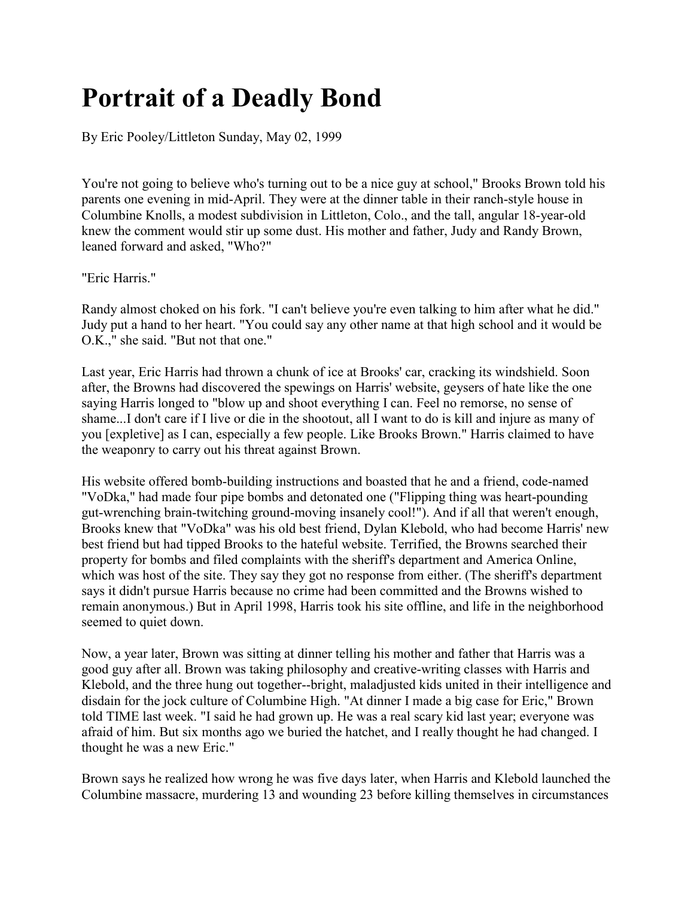# Portrait of a Deadly Bond

By Eric Pooley/Littleton Sunday, May 02, 1999

You're not going to believe who's turning out to be a nice guy at school," Brooks Brown told his parents one evening in mid-April. They were at the dinner table in their ranch-style house in Columbine Knolls, a modest subdivision in Littleton, Colo., and the tall, angular 18-year-old knew the comment would stir up some dust. His mother and father, Judy and Randy Brown, leaned forward and asked, "Who?"

"Eric Harris."

Randy almost choked on his fork. "I can't believe you're even talking to him after what he did." Judy put a hand to her heart. "You could say any other name at that high school and it would be O.K.," she said. "But not that one."

Last year, Eric Harris had thrown a chunk of ice at Brooks' car, cracking its windshield. Soon after, the Browns had discovered the spewings on Harris' website, geysers of hate like the one saying Harris longed to "blow up and shoot everything I can. Feel no remorse, no sense of shame...I don't care if I live or die in the shootout, all I want to do is kill and injure as many of you [expletive] as I can, especially a few people. Like Brooks Brown." Harris claimed to have the weaponry to carry out his threat against Brown.

His website offered bomb-building instructions and boasted that he and a friend, code-named "VoDka," had made four pipe bombs and detonated one ("Flipping thing was heart-pounding gut-wrenching brain-twitching ground-moving insanely cool!"). And if all that weren't enough, Brooks knew that "VoDka" was his old best friend, Dylan Klebold, who had become Harris' new best friend but had tipped Brooks to the hateful website. Terrified, the Browns searched their property for bombs and filed complaints with the sheriff's department and America Online, which was host of the site. They say they got no response from either. (The sheriff's department says it didn't pursue Harris because no crime had been committed and the Browns wished to remain anonymous.) But in April 1998, Harris took his site offline, and life in the neighborhood seemed to quiet down.

Now, a year later, Brown was sitting at dinner telling his mother and father that Harris was a good guy after all. Brown was taking philosophy and creative-writing classes with Harris and Klebold, and the three hung out together--bright, maladjusted kids united in their intelligence and disdain for the jock culture of Columbine High. "At dinner I made a big case for Eric," Brown told TIME last week. "I said he had grown up. He was a real scary kid last year; everyone was afraid of him. But six months ago we buried the hatchet, and I really thought he had changed. I thought he was a new Eric."

Brown says he realized how wrong he was five days later, when Harris and Klebold launched the Columbine massacre, murdering 13 and wounding 23 before killing themselves in circumstances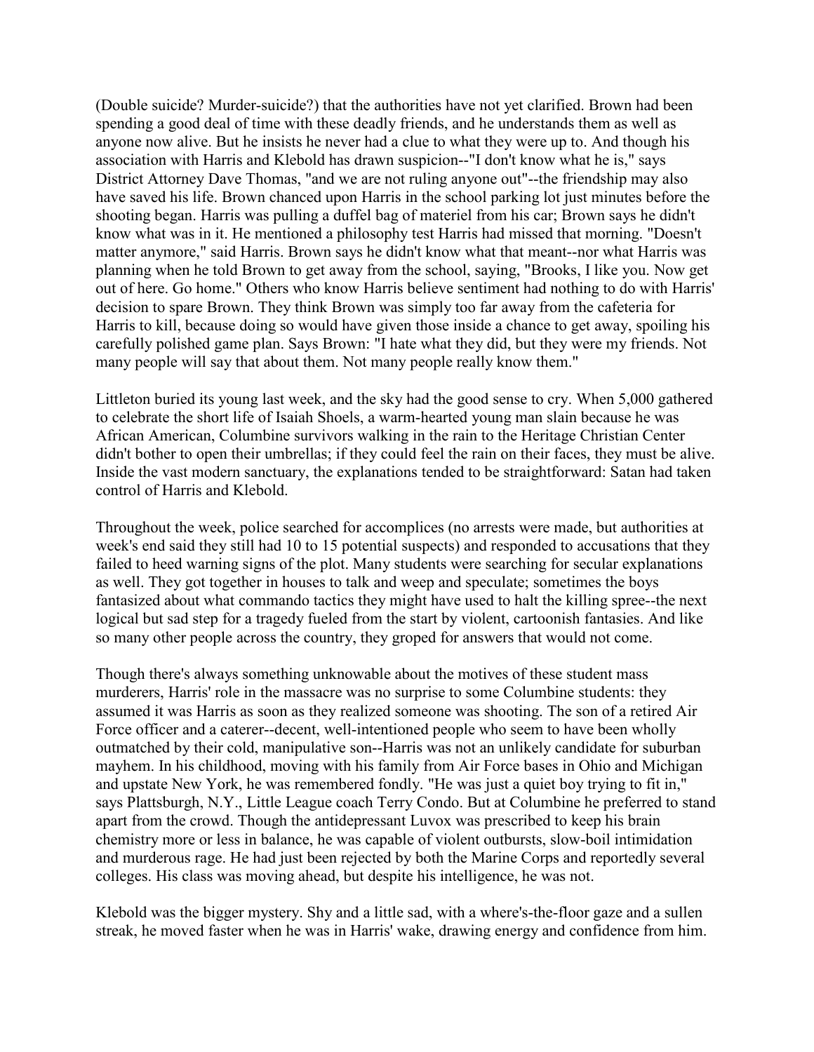(Double suicide? Murder-suicide?) that the authorities have not yet clarified. Brown had been spending a good deal of time with these deadly friends, and he understands them as well as anyone now alive. But he insists he never had a clue to what they were up to. And though his association with Harris and Klebold has drawn suspicion--"I don't know what he is," says District Attorney Dave Thomas, "and we are not ruling anyone out"--the friendship may also have saved his life. Brown chanced upon Harris in the school parking lot just minutes before the shooting began. Harris was pulling a duffel bag of materiel from his car; Brown says he didn't know what was in it. He mentioned a philosophy test Harris had missed that morning. "Doesn't matter anymore," said Harris. Brown says he didn't know what that meant--nor what Harris was planning when he told Brown to get away from the school, saying, "Brooks, I like you. Now get out of here. Go home." Others who know Harris believe sentiment had nothing to do with Harris' decision to spare Brown. They think Brown was simply too far away from the cafeteria for Harris to kill, because doing so would have given those inside a chance to get away, spoiling his carefully polished game plan. Says Brown: "I hate what they did, but they were my friends. Not many people will say that about them. Not many people really know them."

Littleton buried its young last week, and the sky had the good sense to cry. When 5,000 gathered to celebrate the short life of Isaiah Shoels, a warm-hearted young man slain because he was African American, Columbine survivors walking in the rain to the Heritage Christian Center didn't bother to open their umbrellas; if they could feel the rain on their faces, they must be alive. Inside the vast modern sanctuary, the explanations tended to be straightforward: Satan had taken control of Harris and Klebold.

Throughout the week, police searched for accomplices (no arrests were made, but authorities at week's end said they still had 10 to 15 potential suspects) and responded to accusations that they failed to heed warning signs of the plot. Many students were searching for secular explanations as well. They got together in houses to talk and weep and speculate; sometimes the boys fantasized about what commando tactics they might have used to halt the killing spree--the next logical but sad step for a tragedy fueled from the start by violent, cartoonish fantasies. And like so many other people across the country, they groped for answers that would not come.

Though there's always something unknowable about the motives of these student mass murderers, Harris' role in the massacre was no surprise to some Columbine students: they assumed it was Harris as soon as they realized someone was shooting. The son of a retired Air Force officer and a caterer--decent, well-intentioned people who seem to have been wholly outmatched by their cold, manipulative son--Harris was not an unlikely candidate for suburban mayhem. In his childhood, moving with his family from Air Force bases in Ohio and Michigan and upstate New York, he was remembered fondly. "He was just a quiet boy trying to fit in," says Plattsburgh, N.Y., Little League coach Terry Condo. But at Columbine he preferred to stand apart from the crowd. Though the antidepressant Luvox was prescribed to keep his brain chemistry more or less in balance, he was capable of violent outbursts, slow-boil intimidation and murderous rage. He had just been rejected by both the Marine Corps and reportedly several colleges. His class was moving ahead, but despite his intelligence, he was not.

Klebold was the bigger mystery. Shy and a little sad, with a where's-the-floor gaze and a sullen streak, he moved faster when he was in Harris' wake, drawing energy and confidence from him.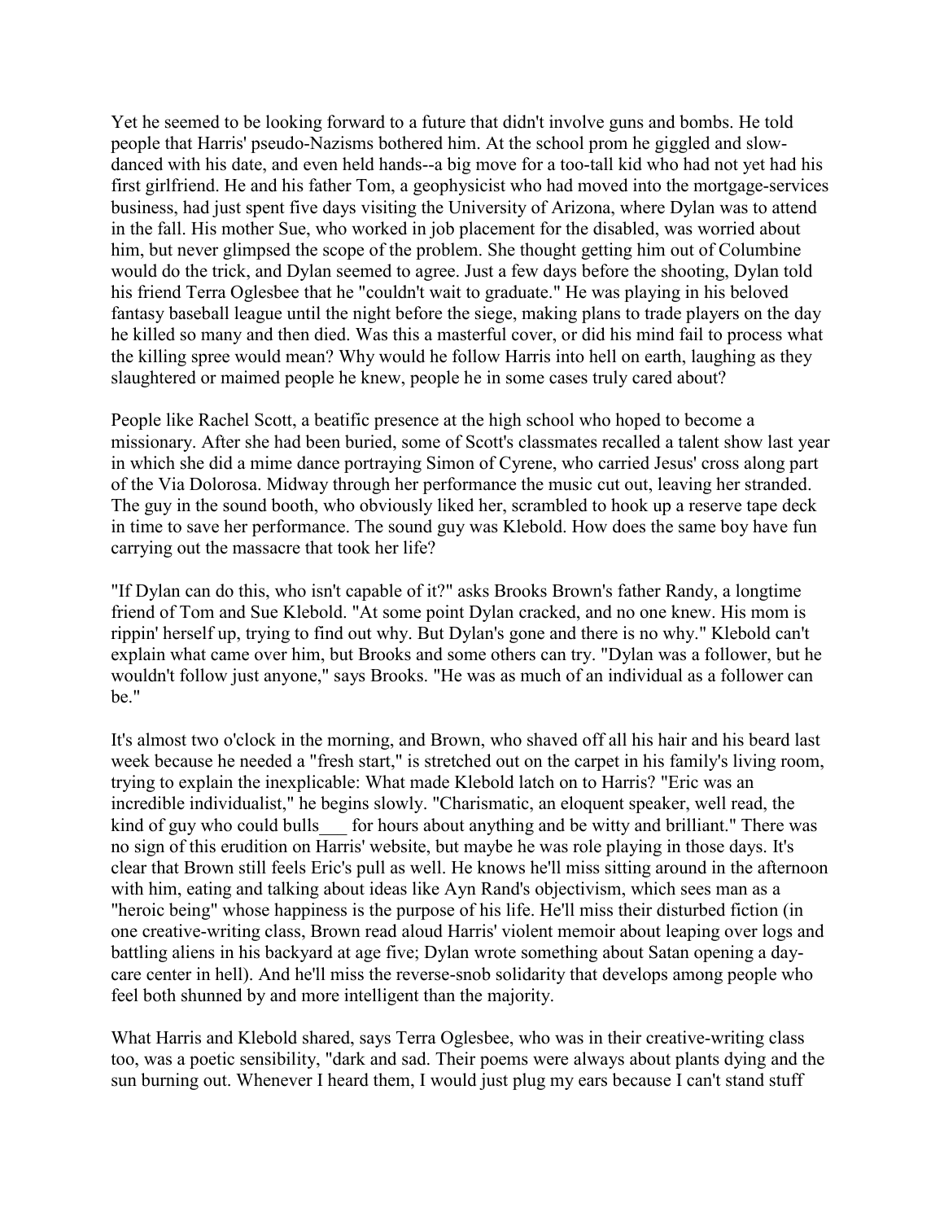Yet he seemed to be looking forward to a future that didn't involve guns and bombs. He told people that Harris' pseudo-Nazisms bothered him. At the school prom he giggled and slow-danced with his date, and even held hands--a big move for a too-tall kid who had not yet had his first girlfriend. He and his father Tom, a geophysicist who had moved into the mortgage-services business, had just spent five days visiting the University of Arizona, where Dylan was to attend in the fall. His mother Sue, who worked in job placement for the disabled, was worried about him, but never glimpsed the scope of the problem. She thought getting him out of Columbine would do the trick, and Dylan seemed to agree. Just a few days before the shooting, Dylan told his friend Terra Oglesbee that he "couldn't wait to graduate." He was playing in his beloved fantasy baseball league until the night before the siege, making plans to trade players on the day he killed so many and then died. Was this a masterful cover, or did his mind fail to process what the killing spree would mean? Why would he follow Harris into hell on earth, laughing as they slaughtered or maimed people he knew, people he in some cases truly cared about?

People like Rachel Scott, a beatific presence at the high school who hoped to become a missionary. After she had been buried, some of Scott's classmates recalled a talent show last year in which she did a mime dance portraying Simon of Cyrene, who carried Jesus' cross along part of the Via Dolorosa. Midway through her performance the music cut out, leaving her stranded. The guy in the sound booth, who obviously liked her, scrambled to hook up a reserve tape deck in time to save her performance. The sound guy was Klebold. How does the same boy have fun carrying out the massacre that took her life?

"If Dylan can do this, who isn't capable of it?" asks Brooks Brown's father Randy, a longtime friend of Tom and Sue Klebold. "At some point Dylan cracked, and no one knew. His mom is rippin' herself up, trying to find out why. But Dylan's gone and there is no why." Klebold can't explain what came over him, but Brooks and some others can try. "Dylan was a follower, but he wouldn't follow just anyone," says Brooks. "He was as much of an individual as a follower can be."

It's almost two o'clock in the morning, and Brown, who shaved off all his hair and his beard last week because he needed a "fresh start," is stretched out on the carpet in his family's living room, trying to explain the inexplicable: What made Klebold latch on to Harris? "Eric was an incredible individualist," he begins slowly. "Charismatic, an eloquent speaker, well read, the kind of guy who could bulls___ for hours about anything and be witty and brilliant." There was no sign of this erudition on Harris' website, but maybe he was role playing in those days. It's clear that Brown still feels Eric's pull as well. He knows he'll miss sitting around in the afternoon with him, eating and talking about ideas like Ayn Rand's objectivism, which sees man as a "heroic being" whose happiness is the purpose of his life. He'll miss their disturbed fiction (in one creative-writing class, Brown read aloud Harris' violent memoir about leaping over logs and battling aliens in his backyard at age five; Dylan wrote something about Satan opening a day-care center in hell). And he'll miss the reverse-snob solidarity that develops among people who feel both shunned by and more intelligent than the majority.

What Harris and Klebold shared, says Terra Oglesbee, who was in their creative-writing class too, was a poetic sensibility, "dark and sad. Their poems were always about plants dying and the sun burning out. Whenever I heard them, I would just plug my ears because I can't stand stuff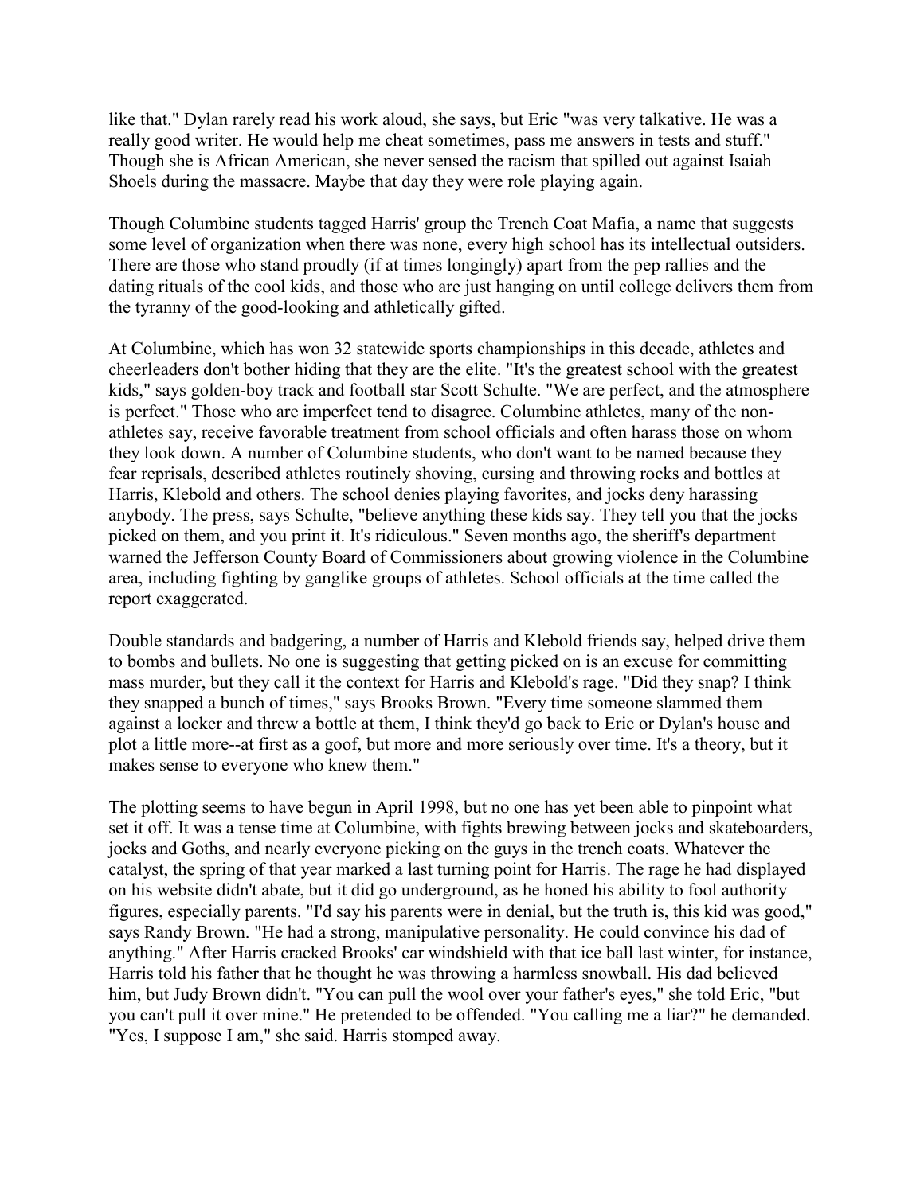like that." Dylan rarely read his work aloud, she says, but Eric "was very talkative. He was a really good writer. He would help me cheat sometimes, pass me answers in tests and stuff." Though she is African American, she never sensed the racism that spilled out against Isaiah Shoels during the massacre. Maybe that day they were role playing again.

Though Columbine students tagged Harris' group the Trench Coat Mafia, a name that suggests some level of organization when there was none, every high school has its intellectual outsiders. There are those who stand proudly (if at times longingly) apart from the pep rallies and the dating rituals of the cool kids, and those who are just hanging on until college delivers them from the tyranny of the good-looking and athletically gifted.

At Columbine, which has won 32 statewide sports championships in this decade, athletes and cheerleaders don't bother hiding that they are the elite. "It's the greatest school with the greatest kids," says golden-boy track and football star Scott Schulte. "We are perfect, and the atmosphere is perfect." Those who are imperfect tend to disagree. Columbine athletes, many of the non-athletes say, receive favorable treatment from school officials and often harass those on whom they look down. A number of Columbine students, who don't want to be named because they fear reprisals, described athletes routinely shoving, cursing and throwing rocks and bottles at Harris, Klebold and others. The school denies playing favorites, and jocks deny harassing anybody. The press, says Schulte, "believe anything these kids say. They tell you that the jocks picked on them, and you print it. It's ridiculous." Seven months ago, the sheriff's department warned the Jefferson County Board of Commissioners about growing violence in the Columbine area, including fighting by ganglike groups of athletes. School officials at the time called the report exaggerated.

Double standards and badgering, a number of Harris and Klebold friends say, helped drive them to bombs and bullets. No one is suggesting that getting picked on is an excuse for committing mass murder, but they call it the context for Harris and Klebold's rage. "Did they snap? I think they snapped a bunch of times," says Brooks Brown. "Every time someone slammed them against a locker and threw a bottle at them, I think they'd go back to Eric or Dylan's house and plot a little more--at first as a goof, but more and more seriously over time. It's a theory, but it makes sense to everyone who knew them."

The plotting seems to have begun in April 1998, but no one has yet been able to pinpoint what set it off. It was a tense time at Columbine, with fights brewing between jocks and skateboarders, jocks and Goths, and nearly everyone picking on the guys in the trench coats. Whatever the catalyst, the spring of that year marked a last turning point for Harris. The rage he had displayed on his website didn't abate, but it did go underground, as he honed his ability to fool authority figures, especially parents. "I'd say his parents were in denial, but the truth is, this kid was good," says Randy Brown. "He had a strong, manipulative personality. He could convince his dad of anything." After Harris cracked Brooks' car windshield with that ice ball last winter, for instance, Harris told his father that he thought he was throwing a harmless snowball. His dad believed him, but Judy Brown didn't. "You can pull the wool over your father's eyes," she told Eric, "but you can't pull it over mine." He pretended to be offended. "You calling me a liar?" he demanded. "Yes, I suppose I am," she said. Harris stomped away.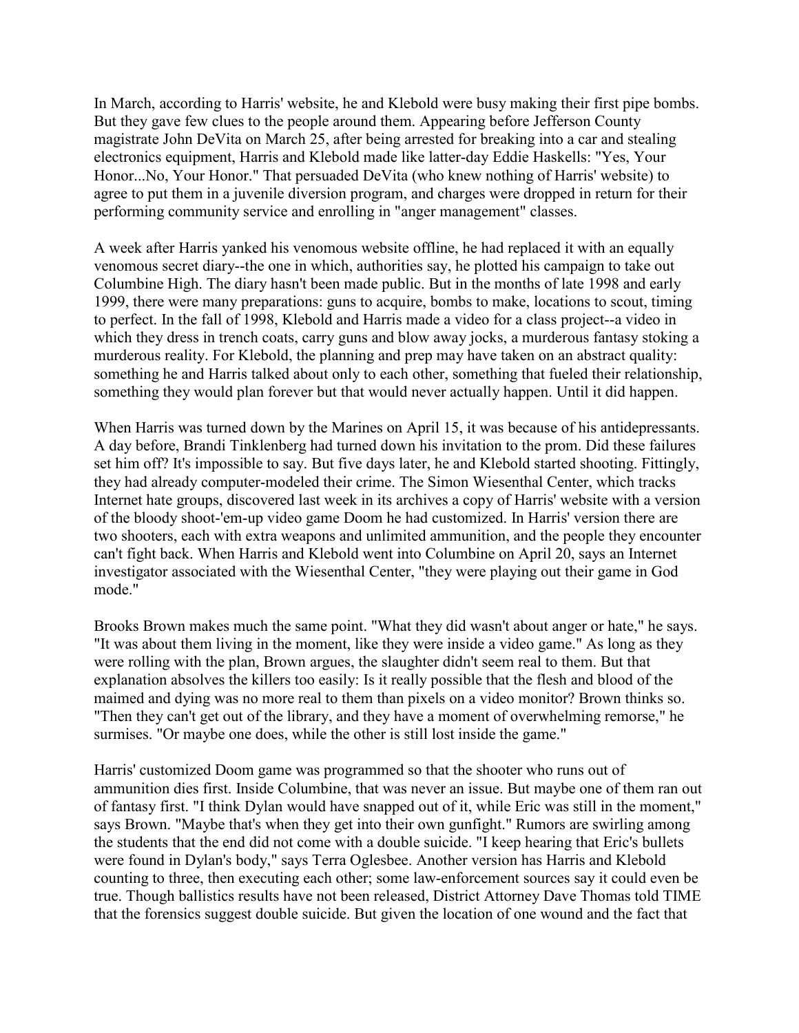In March, according to Harris' website, he and Klebold were busy making their first pipe bombs. But they gave few clues to the people around them. Appearing before Jefferson County magistrate John DeVita on March 25, after being arrested for breaking into a car and stealing electronics equipment, Harris and Klebold made like latter-day Eddie Haskells: "Yes, Your Honor...No, Your Honor." That persuaded DeVita (who knew nothing of Harris' website) to agree to put them in a juvenile diversion program, and charges were dropped in return for their performing community service and enrolling in "anger management" classes.

A week after Harris yanked his venomous website offline, he had replaced it with an equally venomous secret diary--the one in which, authorities say, he plotted his campaign to take out Columbine High. The diary hasn't been made public. But in the months of late 1998 and early 1999, there were many preparations: guns to acquire, bombs to make, locations to scout, timing to perfect. In the fall of 1998, Klebold and Harris made a video for a class project--a video in which they dress in trench coats, carry guns and blow away jocks, a murderous fantasy stoking a murderous reality. For Klebold, the planning and prep may have taken on an abstract quality: something he and Harris talked about only to each other, something that fueled their relationship, something they would plan forever but that would never actually happen. Until it did happen.

When Harris was turned down by the Marines on April 15, it was because of his antidepressants. A day before, Brandi Tinklenberg had turned down his invitation to the prom. Did these failures set him off? It's impossible to say. But five days later, he and Klebold started shooting. Fittingly, they had already computer-modeled their crime. The Simon Wiesenthal Center, which tracks Internet hate groups, discovered last week in its archives a copy of Harris' website with a version of the bloody shoot-'em-up video game Doom he had customized. In Harris' version there are two shooters, each with extra weapons and unlimited ammunition, and the people they encounter can't fight back. When Harris and Klebold went into Columbine on April 20, says an Internet investigator associated with the Wiesenthal Center, "they were playing out their game in God mode."

Brooks Brown makes much the same point. "What they did wasn't about anger or hate," he says. "It was about them living in the moment, like they were inside a video game." As long as they were rolling with the plan, Brown argues, the slaughter didn't seem real to them. But that explanation absolves the killers too easily: Is it really possible that the flesh and blood of the maimed and dying was no more real to them than pixels on a video monitor? Brown thinks so. "Then they can't get out of the library, and they have a moment of overwhelming remorse," he surmises. "Or maybe one does, while the other is still lost inside the game."

Harris' customized Doom game was programmed so that the shooter who runs out of ammunition dies first. Inside Columbine, that was never an issue. But maybe one of them ran out of fantasy first. "I think Dylan would have snapped out of it, while Eric was still in the moment," says Brown. "Maybe that's when they get into their own gunfight." Rumors are swirling among the students that the end did not come with a double suicide. "I keep hearing that Eric's bullets were found in Dylan's body," says Terra Oglesbee. Another version has Harris and Klebold counting to three, then executing each other; some law-enforcement sources say it could even be true. Though ballistics results have not been released, District Attorney Dave Thomas told TIME that the forensics suggest double suicide. But given the location of one wound and the fact that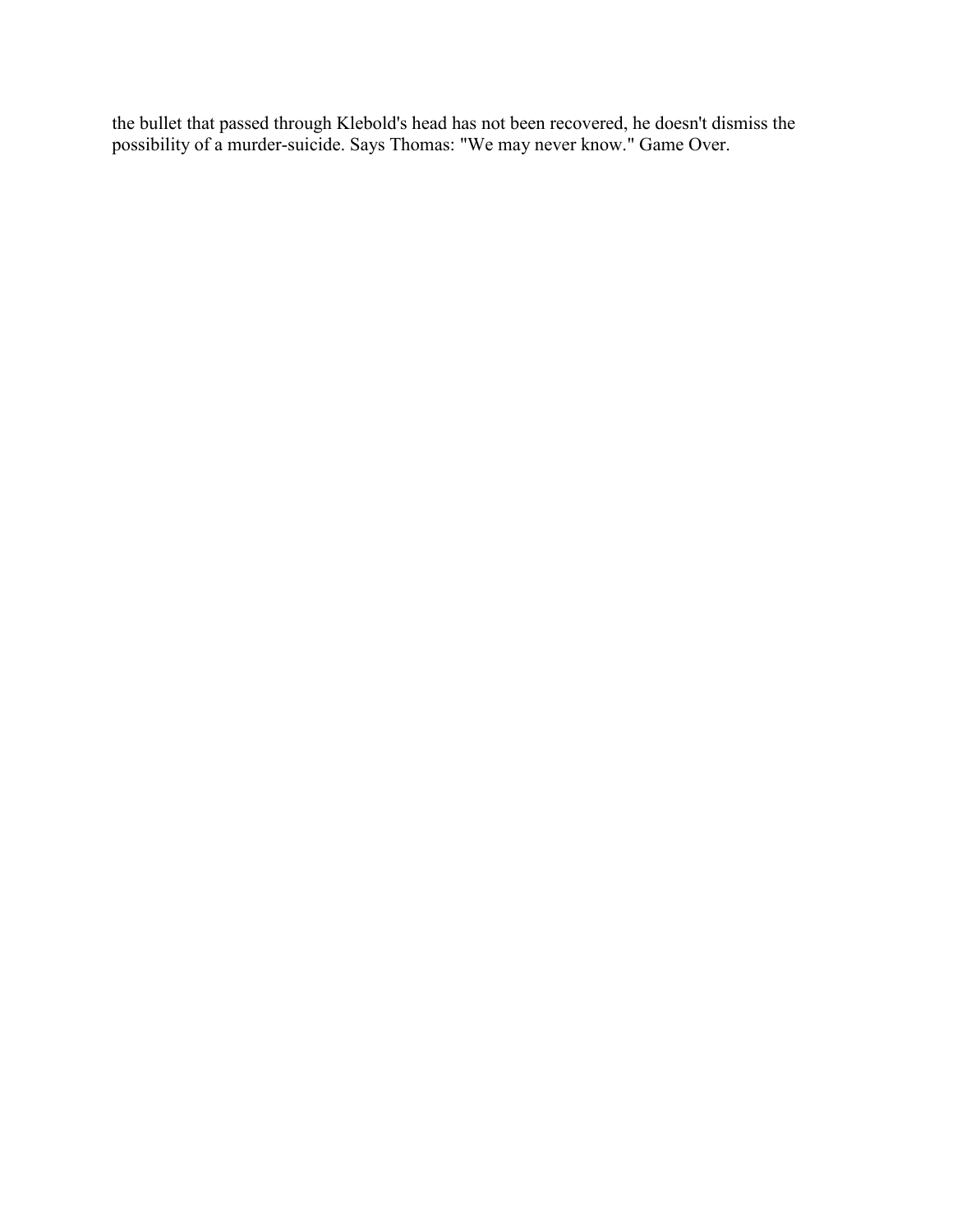the bullet that passed through Klebold's head has not been recovered, he doesn't dismiss the possibility of a murder-suicide. Says Thomas: "We may never know." Game Over.